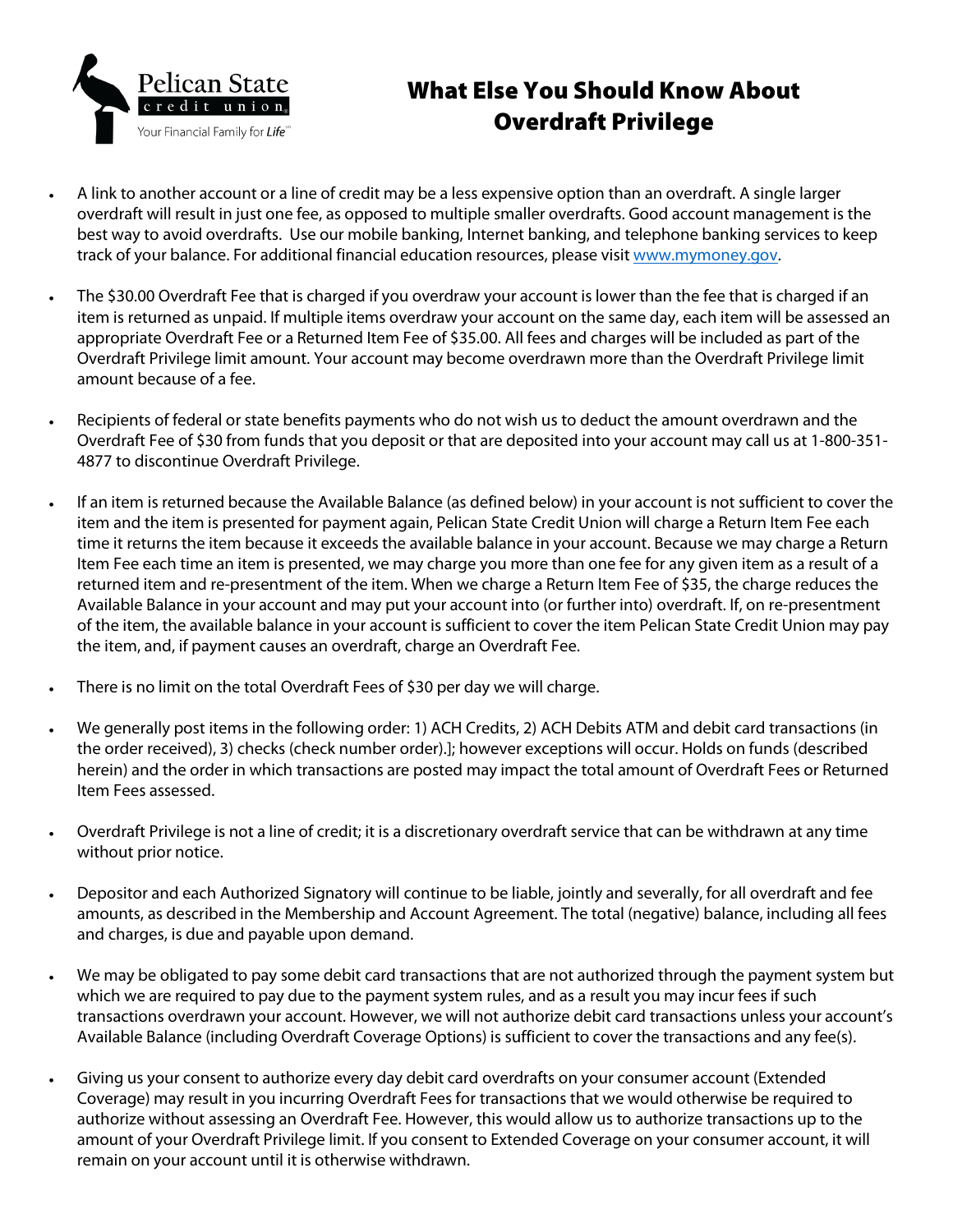# What Else You Should Know About Overdraft Privilege

- A link to another account or a line of credit may be a less expensive option than an overdraft. A single larger overdraft will result in just one fee, as opposed to multiple smaller overdrafts. Good account management is the best way to avoid overdrafts. Use our mobile banking, Internet banking, and telephone banking services to keep track of your balance. For additional financial education resources, please visit [www.mymoney.gov](http://www.mymoney.gov).

- The $30.00 Overdraft Fee that is charged if you overdraw your account is lower than the fee that is charged if an item is returned as unpaid. If multiple items overdraw your account on the same day, each item will be assessed an appropriate Overdraft Fee or a Returned Item Fee of $35.00. All fees and charges will be included as part of the Overdraft Privilege limit amount. Your account may become overdrawn more than the Overdraft Privilege limit amount because of a fee.

- Recipients of federal or state benefits payments who do not wish us to deduct the amount overdrawn and the Overdraft Fee of $30 from funds that you deposit or that are deposited into your account may call us at 1-800-351-4877 to discontinue Overdraft Privilege.

- If an item is returned because the Available Balance (as defined below) in your account is not sufficient to cover the item and the item is presented for payment again, Pelican State Credit Union will charge a Return Item Fee each time it returns the item because it exceeds the available balance in your account. Because we may charge a Return Item Fee each time an item is presented, we may charge you more than one fee for any given item as a result of a returned item and re-presentment of the item. When we charge a Return Item Fee of $35, the charge reduces the Available Balance in your account and may put your account into (or further into) overdraft. If, on re-presentment of the item, the available balance in your account is sufficient to cover the item Pelican State Credit Union may pay the item, and, if payment causes an overdraft, charge an Overdraft Fee.

- There is no limit on the total Overdraft Fees of $30 per day we will charge.

- We generally post items in the following order: 1) ACH Credits, 2) ACH Debits ATM and debit card transactions (in the order received), 3) checks (check number order).]; however exceptions will occur. Holds on funds (described herein) and the order in which transactions are posted may impact the total amount of Overdraft Fees or Returned Item Fees assessed.

- Overdraft Privilege is not a line of credit; it is a discretionary overdraft service that can be withdrawn at any time without prior notice.

- Depositor and each Authorized Signatory will continue to be liable, jointly and severally, for all overdraft and fee amounts, as described in the Membership and Account Agreement. The total (negative) balance, including all fees and charges, is due and payable upon demand.

- We may be obligated to pay some debit card transactions that are not authorized through the payment system but which we are required to pay due to the payment system rules, and as a result you may incur fees if such transactions overdrawn your account. However, we will not authorize debit card transactions unless your account's Available Balance (including Overdraft Coverage Options) is sufficient to cover the transactions and any fee(s).

- Giving us your consent to authorize every day debit card overdrafts on your consumer account (Extended Coverage) may result in you incurring Overdraft Fees for transactions that we would otherwise be required to authorize without assessing an Overdraft Fee. However, this would allow us to authorize transactions up to the amount of your Overdraft Privilege limit. If you consent to Extended Coverage on your consumer account, it will remain on your account until it is otherwise withdrawn.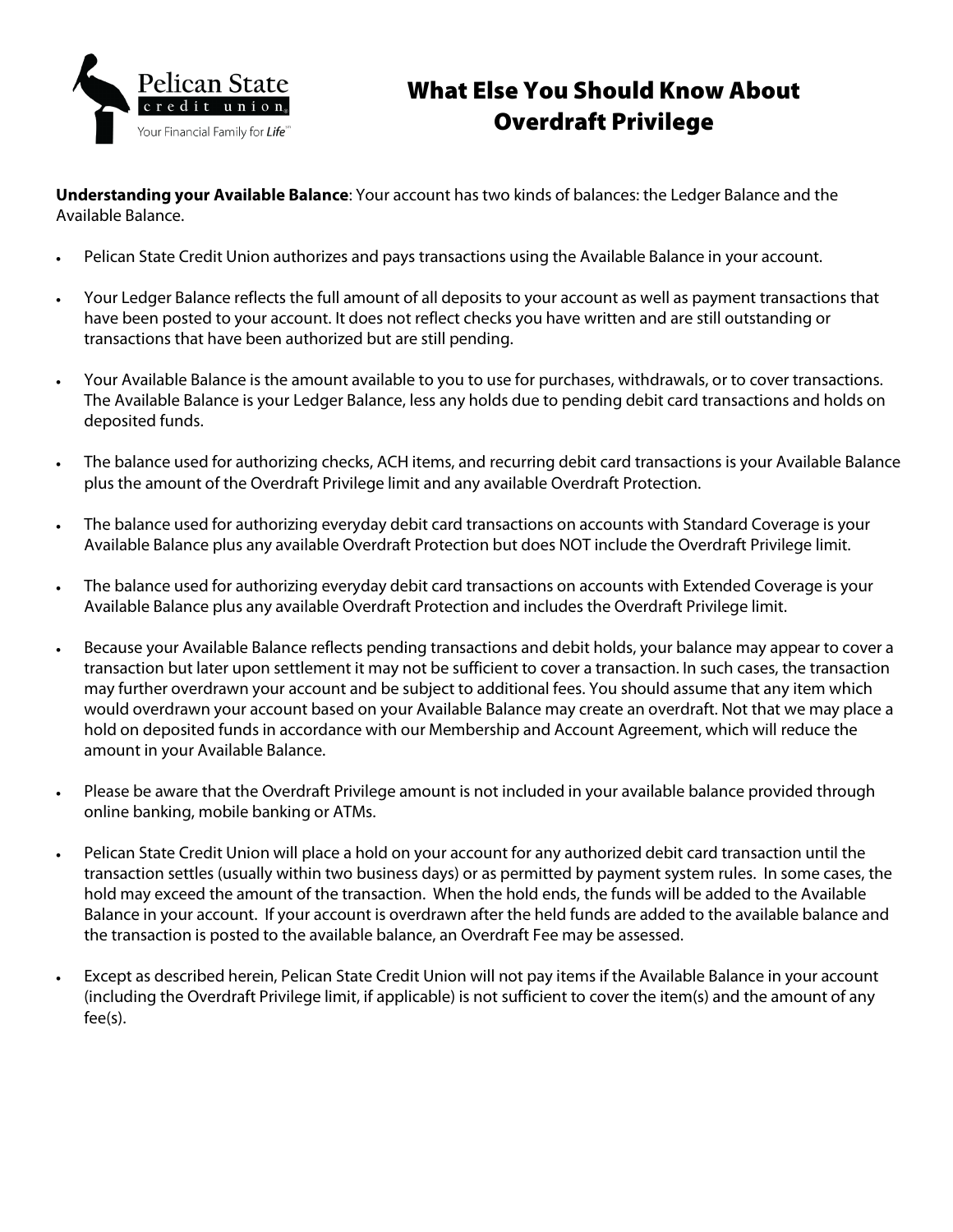# What Else You Should Know About Overdraft Privilege

**Understanding your Available Balance**: Your account has two kinds of balances: the Ledger Balance and the Available Balance.

- Pelican State Credit Union authorizes and pays transactions using the Available Balance in your account.
- Your Ledger Balance reflects the full amount of all deposits to your account as well as payment transactions that have been posted to your account. It does not reflect checks you have written and are still outstanding or transactions that have been authorized but are still pending.
- Your Available Balance is the amount available to you to use for purchases, withdrawals, or to cover transactions. The Available Balance is your Ledger Balance, less any holds due to pending debit card transactions and holds on deposited funds.
- The balance used for authorizing checks, ACH items, and recurring debit card transactions is your Available Balance plus the amount of the Overdraft Privilege limit and any available Overdraft Protection.
- The balance used for authorizing everyday debit card transactions on accounts with Standard Coverage is your Available Balance plus any available Overdraft Protection but does NOT include the Overdraft Privilege limit.
- The balance used for authorizing everyday debit card transactions on accounts with Extended Coverage is your Available Balance plus any available Overdraft Protection and includes the Overdraft Privilege limit.
- Because your Available Balance reflects pending transactions and debit holds, your balance may appear to cover a transaction but later upon settlement it may not be sufficient to cover a transaction. In such cases, the transaction may further overdrawn your account and be subject to additional fees. You should assume that any item which would overdrawn your account based on your Available Balance may create an overdraft. Not that we may place a hold on deposited funds in accordance with our Membership and Account Agreement, which will reduce the amount in your Available Balance.
- Please be aware that the Overdraft Privilege amount is not included in your available balance provided through online banking, mobile banking or ATMs.
- Pelican State Credit Union will place a hold on your account for any authorized debit card transaction until the transaction settles (usually within two business days) or as permitted by payment system rules. In some cases, the hold may exceed the amount of the transaction. When the hold ends, the funds will be added to the Available Balance in your account. If your account is overdrawn after the held funds are added to the available balance and the transaction is posted to the available balance, an Overdraft Fee may be assessed.
- Except as described herein, Pelican State Credit Union will not pay items if the Available Balance in your account (including the Overdraft Privilege limit, if applicable) is not sufficient to cover the item(s) and the amount of any fee(s).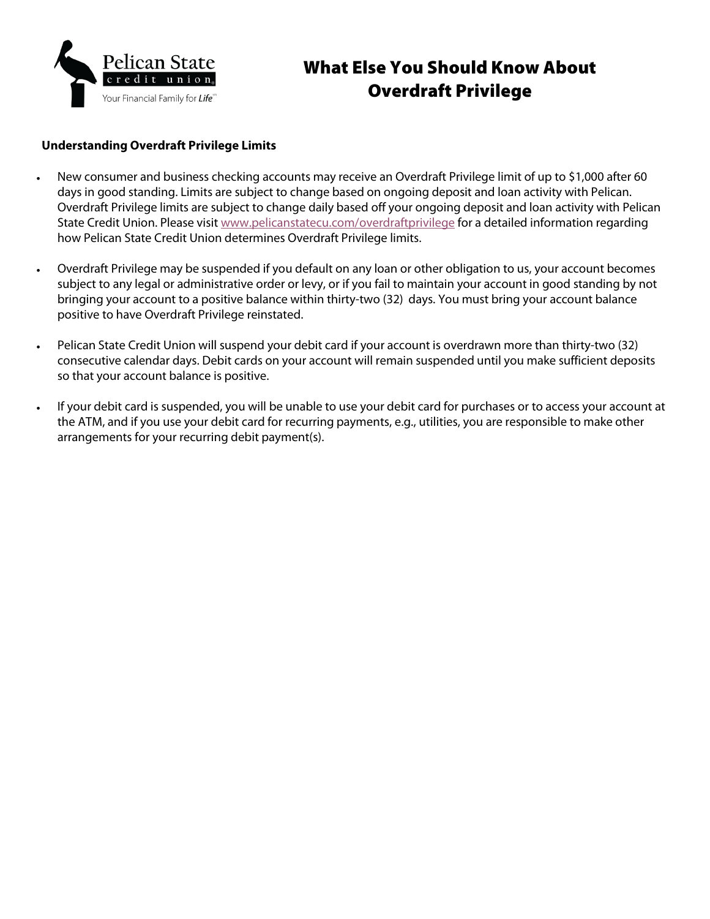# What Else You Should Know About Overdraft Privilege

**Understanding Overdraft Privilege Limits**

- New consumer and business checking accounts may receive an Overdraft Privilege limit of up to $1,000 after 60 days in good standing. Limits are subject to change based on ongoing deposit and loan activity with Pelican. Overdraft Privilege limits are subject to change daily based off your ongoing deposit and loan activity with Pelican State Credit Union. Please visit [www.pelicanstatecu.com/overdraftprivilege](http://www.pelicanstatecu.com/overdraftprivilege) for a detailed information regarding how Pelican State Credit Union determines Overdraft Privilege limits.

- Overdraft Privilege may be suspended if you default on any loan or other obligation to us, your account becomes subject to any legal or administrative order or levy, or if you fail to maintain your account in good standing by not bringing your account to a positive balance within thirty-two (32) days. You must bring your account balance positive to have Overdraft Privilege reinstated.

- Pelican State Credit Union will suspend your debit card if your account is overdrawn more than thirty-two (32) consecutive calendar days. Debit cards on your account will remain suspended until you make sufficient deposits so that your account balance is positive.

- If your debit card is suspended, you will be unable to use your debit card for purchases or to access your account at the ATM, and if you use your debit card for recurring payments, e.g., utilities, you are responsible to make other arrangements for your recurring debit payment(s).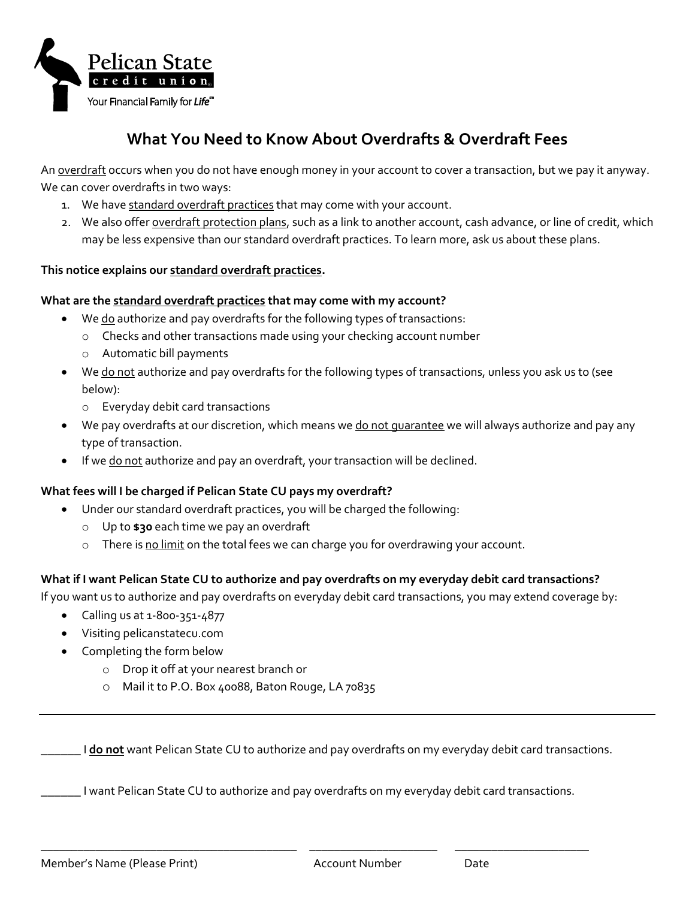Pelican State
credit union
Your Financial Family for *Life*℠

# What You Need to Know About Overdrafts & Overdraft Fees

An overdraft occurs when you do not have enough money in your account to cover a transaction, but we pay it anyway. We can cover overdrafts in two ways:

1. We have standard overdraft practices that may come with your account.
2. We also offer overdraft protection plans, such as a link to another account, cash advance, or line of credit, which may be less expensive than our standard overdraft practices. To learn more, ask us about these plans.

**This notice explains our standard overdraft practices.**

**What are the standard overdraft practices that may come with my account?**

- We do authorize and pay overdrafts for the following types of transactions:
  - Checks and other transactions made using your checking account number
  - Automatic bill payments
- We do not authorize and pay overdrafts for the following types of transactions, unless you ask us to (see below):
  - Everyday debit card transactions
- We pay overdrafts at our discretion, which means we do not guarantee we will always authorize and pay any type of transaction.
- If we do not authorize and pay an overdraft, your transaction will be declined.

**What fees will I be charged if Pelican State CU pays my overdraft?**

- Under our standard overdraft practices, you will be charged the following:
  - Up to **$30** each time we pay an overdraft
  - There is no limit on the total fees we can charge you for overdrawing your account.

**What if I want Pelican State CU to authorize and pay overdrafts on my everyday debit card transactions?**

If you want us to authorize and pay overdrafts on everyday debit card transactions, you may extend coverage by:

- Calling us at 1-800-351-4877
- Visiting pelicanstatecu.com
- Completing the form below
  - Drop it off at your nearest branch or
  - Mail it to P.O. Box 40088, Baton Rouge, LA 70835

---

______ I **do not** want Pelican State CU to authorize and pay overdrafts on my everyday debit card transactions.

______ I want Pelican State CU to authorize and pay overdrafts on my everyday debit card transactions.

________________________________________ ____________________ ____________________

Member's Name (Please Print) Account Number Date